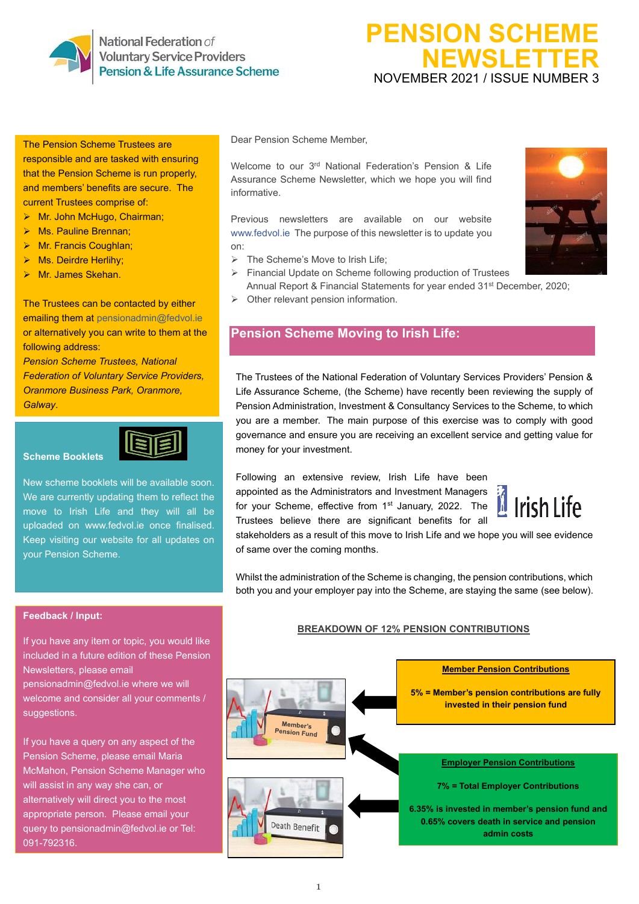National Federation of Voluntary Service Providers Pension & Life Assurance Scheme

# PENSION SCHEME NEWSLETTER

NOVEMBER 2021 / ISSUE NUMBER 3

Dear Pension Scheme Member,

Welcome to our 3rd National Federation's Pension & Life Assurance Scheme Newsletter, which we hope you will find informative.

Previous newsletters are available on our website www.fedvol.ie The purpose of this newsletter is to update you on:

- The Scheme's Move to Irish Life;
- Financial Update on Scheme following production of Trustees Annual Report & Financial Statements for year ended 31st December, 2020;
- Other relevant pension information.

## Pension Scheme Moving to Irish Life:

The Trustees of the National Federation of Voluntary Services Providers' Pension & Life Assurance Scheme, (the Scheme) have recently been reviewing the supply of Pension Administration, Investment & Consultancy Services to the Scheme, to which you are a member. The main purpose of this exercise was to comply with good governance and ensure you are receiving an excellent service and getting value for money for your investment.

Following an extensive review, Irish Life have been appointed as the Administrators and Investment Managers for your Scheme, effective from 1st January, 2022. The Trustees believe there are significant benefits for all stakeholders as a result of this move to Irish Life and we hope you will see evidence of same over the coming months.

Whilst the administration of the Scheme is changing, the pension contributions, which both you and your employer pay into the Scheme, are staying the same (see below).

**BREAKDOWN OF 12% PENSION CONTRIBUTIONS**

**Member Pension Contributions**

**5% = Member's pension contributions are fully invested in their pension fund**

**Employer Pension Contributions**

**7% = Total Employer Contributions**

**6.35% is invested in member's pension fund and 0.65% covers death in service and pension admin costs**

Member's Pension Fund

Death Benefit

---

The Pension Scheme Trustees are responsible and are tasked with ensuring that the Pension Scheme is run properly, and members' benefits are secure. The current Trustees comprise of:

- Mr. John McHugo, Chairman;
- Ms. Pauline Brennan;
- Mr. Francis Coughlan;
- Ms. Deirdre Herlihy;
- Mr. James Skehan.

The Trustees can be contacted by either emailing them at pensionadmin@fedvol.ie or alternatively you can write to them at the following address:

*Pension Scheme Trustees, National Federation of Voluntary Service Providers, Oranmore Business Park, Oranmore, Galway*.

### Scheme Booklets

New scheme booklets will be available soon. We are currently updating them to reflect the move to Irish Life and they will all be uploaded on www.fedvol.ie once finalised. Keep visiting our website for all updates on your Pension Scheme.

### Feedback / Input:

If you have any item or topic, you would like included in a future edition of these Pension Newsletters, please email pensionadmin@fedvol.ie where we will welcome and consider all your comments / suggestions.

If you have a query on any aspect of the Pension Scheme, please email Maria McMahon, Pension Scheme Manager who will assist in any way she can, or alternatively will direct you to the most appropriate person. Please email your query to pensionadmin@fedvol.ie or Tel: 091-792316.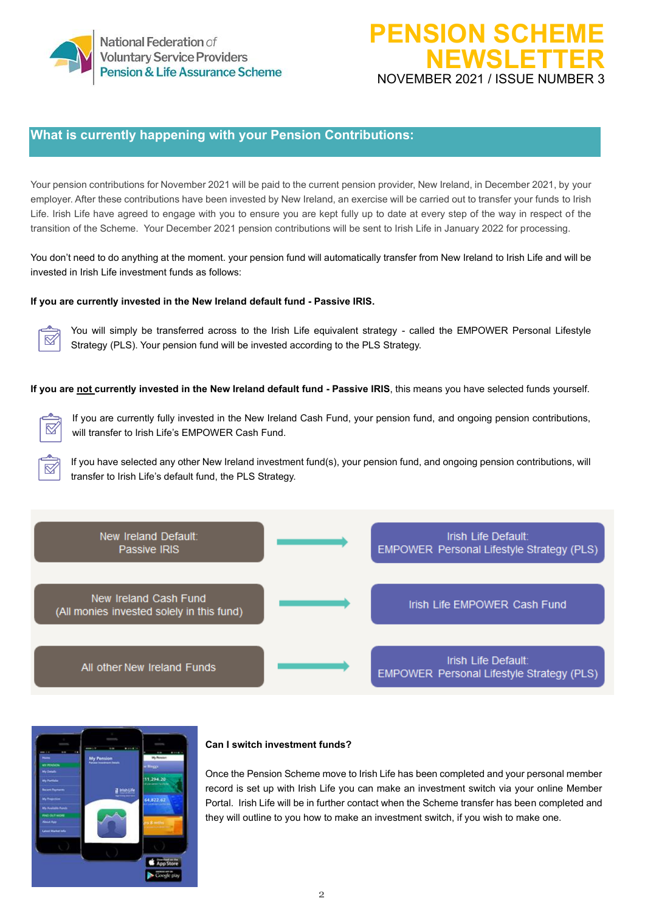National Federation of Voluntary Service Providers
Pension & Life Assurance Scheme

# PENSION SCHEME NEWSLETTER

NOVEMBER 2021 / ISSUE NUMBER 3

## What is currently happening with your Pension Contributions:

Your pension contributions for November 2021 will be paid to the current pension provider, New Ireland, in December 2021, by your employer. After these contributions have been invested by New Ireland, an exercise will be carried out to transfer your funds to Irish Life. Irish Life have agreed to engage with you to ensure you are kept fully up to date at every step of the way in respect of the transition of the Scheme. Your December 2021 pension contributions will be sent to Irish Life in January 2022 for processing.

You don't need to do anything at the moment. your pension fund will automatically transfer from New Ireland to Irish Life and will be invested in Irish Life investment funds as follows:

**If you are currently invested in the New Ireland default fund - Passive IRIS.**

- You will simply be transferred across to the Irish Life equivalent strategy - called the EMPOWER Personal Lifestyle Strategy (PLS). Your pension fund will be invested according to the PLS Strategy.

**If you are not currently invested in the New Ireland default fund - Passive IRIS**, this means you have selected funds yourself.

- If you are currently fully invested in the New Ireland Cash Fund, your pension fund, and ongoing pension contributions, will transfer to Irish Life's EMPOWER Cash Fund.
- If you have selected any other New Ireland investment fund(s), your pension fund, and ongoing pension contributions, will transfer to Irish Life's default fund, the PLS Strategy.

| New Ireland | | Irish Life |
|---|---|---|
| New Ireland Default: Passive IRIS | → | Irish Life Default: EMPOWER Personal Lifestyle Strategy (PLS) |
| New Ireland Cash Fund (All monies invested solely in this fund) | → | Irish Life EMPOWER Cash Fund |
| All other New Ireland Funds | → | Irish Life Default: EMPOWER Personal Lifestyle Strategy (PLS) |

**Can I switch investment funds?**

Once the Pension Scheme move to Irish Life has been completed and your personal member record is set up with Irish Life you can make an investment switch via your online Member Portal. Irish Life will be in further contact when the Scheme transfer has been completed and they will outline to you how to make an investment switch, if you wish to make one.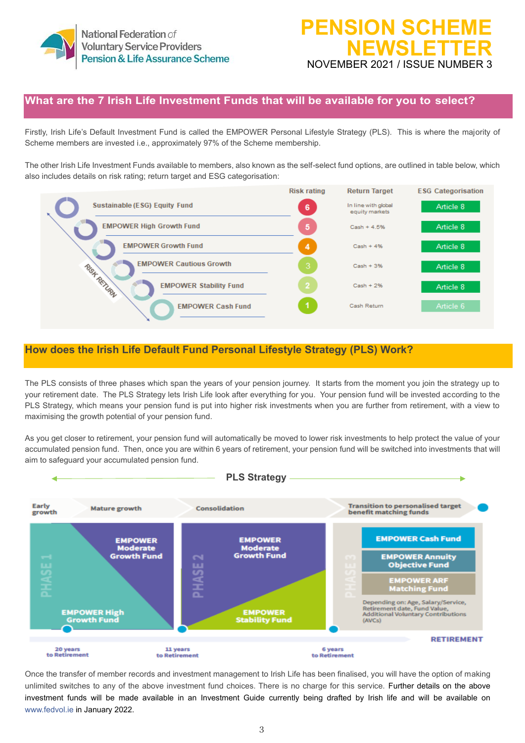National Federation of Voluntary Service Providers
Pension & Life Assurance Scheme

# PENSION SCHEME NEWSLETTER

NOVEMBER 2021 / ISSUE NUMBER 3

## What are the 7 Irish Life Investment Funds that will be available for you to select?

Firstly, Irish Life's Default Investment Fund is called the EMPOWER Personal Lifestyle Strategy (PLS). This is where the majority of Scheme members are invested i.e., approximately 97% of the Scheme membership.

The other Irish Life Investment Funds available to members, also known as the self-select fund options, are outlined in table below, which also includes details on risk rating; return target and ESG categorisation:

| Fund | Risk rating | Return Target | ESG Categorisation |
|---|---|---|---|
| Sustainable (ESG) Equity Fund | 6 | In line with global equity markets | Article 8 |
| EMPOWER High Growth Fund | 5 | Cash + 4.5% | Article 8 |
| EMPOWER Growth Fund | 4 | Cash + 4% | Article 8 |
| EMPOWER Cautious Growth | 3 | Cash + 3% | Article 8 |
| EMPOWER Stability Fund | 2 | Cash + 2% | Article 8 |
| EMPOWER Cash Fund | 1 | Cash Return | Article 6 |

RISK RETURN

## How does the Irish Life Default Fund Personal Lifestyle Strategy (PLS) Work?

The PLS consists of three phases which span the years of your pension journey. It starts from the moment you join the strategy up to your retirement date. The PLS Strategy lets Irish Life look after everything for you. Your pension fund will be invested according to the PLS Strategy, which means your pension fund is put into higher risk investments when you are further from retirement, with a view to maximising the growth potential of your pension fund.

As you get closer to retirement, your pension fund will automatically be moved to lower risk investments to help protect the value of your accumulated pension fund. Then, once you are within 6 years of retirement, your pension fund will be switched into investments that will aim to safeguard your accumulated pension fund.

**PLS Strategy**

| | Phase 1 | Phase 2 | Phase 3 |
|---|---|---|---|
| Stage | Early growth / Mature growth | Consolidation | Transition to personalised target benefit matching funds |
| Funds | EMPOWER High Growth Fund; EMPOWER Moderate Growth Fund | EMPOWER Moderate Growth Fund; EMPOWER Stability Fund | EMPOWER Cash Fund; EMPOWER Annuity Objective Fund; EMPOWER ARF Matching Fund |
| Notes | | | Depending on: Age, Salary/Service, Retirement date, Fund Value, Additional Voluntary Contributions (AVCs) |
| Timeline | 20 years to Retirement | 11 years to Retirement | 6 years to Retirement → RETIREMENT |

Once the transfer of member records and investment management to Irish Life has been finalised, you will have the option of making unlimited switches to any of the above investment fund choices. There is no charge for this service. Further details on the above investment funds will be made available in an Investment Guide currently being drafted by Irish life and will be available on www.fedvol.ie in January 2022.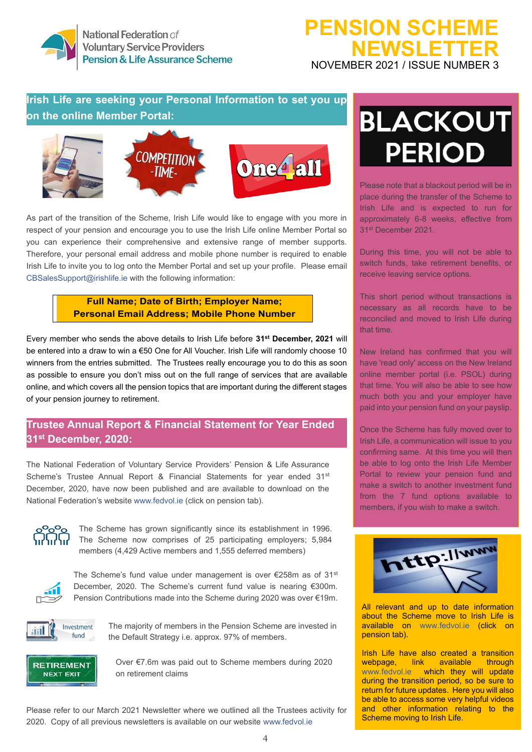National Federation of Voluntary Service Providers Pension & Life Assurance Scheme

# PENSION SCHEME NEWSLETTER

NOVEMBER 2021 / ISSUE NUMBER 3

## Irish Life are seeking your Personal Information to set you up on the online Member Portal:

As part of the transition of the Scheme, Irish Life would like to engage with you more in respect of your pension and encourage you to use the Irish Life online Member Portal so you can experience their comprehensive and extensive range of member supports. Therefore, your personal email address and mobile phone number is required to enable Irish Life to invite you to log onto the Member Portal and set up your profile. Please email CBSalesSupport@irishlife.ie with the following information:

**Full Name; Date of Birth; Employer Name; Personal Email Address; Mobile Phone Number**

Every member who sends the above details to Irish Life before **31st December, 2021** will be entered into a draw to win a €50 One for All Voucher. Irish Life will randomly choose 10 winners from the entries submitted. The Trustees really encourage you to do this as soon as possible to ensure you don't miss out on the full range of services that are available online, and which covers all the pension topics that are important during the different stages of your pension journey to retirement.

## Trustee Annual Report & Financial Statement for Year Ended 31st December, 2020:

The National Federation of Voluntary Service Providers' Pension & Life Assurance Scheme's Trustee Annual Report & Financial Statements for year ended 31st December, 2020, have now been published and are available to download on the National Federation's website www.fedvol.ie (click on pension tab).

The Scheme has grown significantly since its establishment in 1996. The Scheme now comprises of 25 participating employers; 5,984 members (4,429 Active members and 1,555 deferred members)

The Scheme's fund value under management is over €258m as of 31st December, 2020. The Scheme's current fund value is nearing €300m. Pension Contributions made into the Scheme during 2020 was over €19m.

The majority of members in the Pension Scheme are invested in the Default Strategy i.e. approx. 97% of members.

Over €7.6m was paid out to Scheme members during 2020 on retirement claims

Please refer to our March 2021 Newsletter where we outlined all the Trustees activity for 2020. Copy of all previous newsletters is available on our website www.fedvol.ie

## BLACKOUT PERIOD

Please note that a blackout period will be in place during the transfer of the Scheme to Irish Life and is expected to run for approximately 6-8 weeks, effective from 31st December 2021.

During this time, you will not be able to switch funds, take retirement benefits, or receive leaving service options.

This short period without transactions is necessary as all records have to be reconciled and moved to Irish Life during that time.

New Ireland has confirmed that you will have 'read only' access on the New Ireland online member portal (i.e. PSOL) during that time. You will also be able to see how much both you and your employer have paid into your pension fund on your payslip.

Once the Scheme has fully moved over to Irish Life, a communication will issue to you confirming same. At this time you will then be able to log onto the Irish Life Member Portal to review your pension fund and make a switch to another investment fund from the 7 fund options available to members, if you wish to make a switch.

All relevant and up to date information about the Scheme move to Irish Life is available on www.fedvol.ie (click on pension tab).

Irish Life have also created a transition webpage, link available through www.fedvol.ie which they will update during the transition period, so be sure to return for future updates. Here you will also be able to access some very helpful videos and other information relating to the Scheme moving to Irish Life.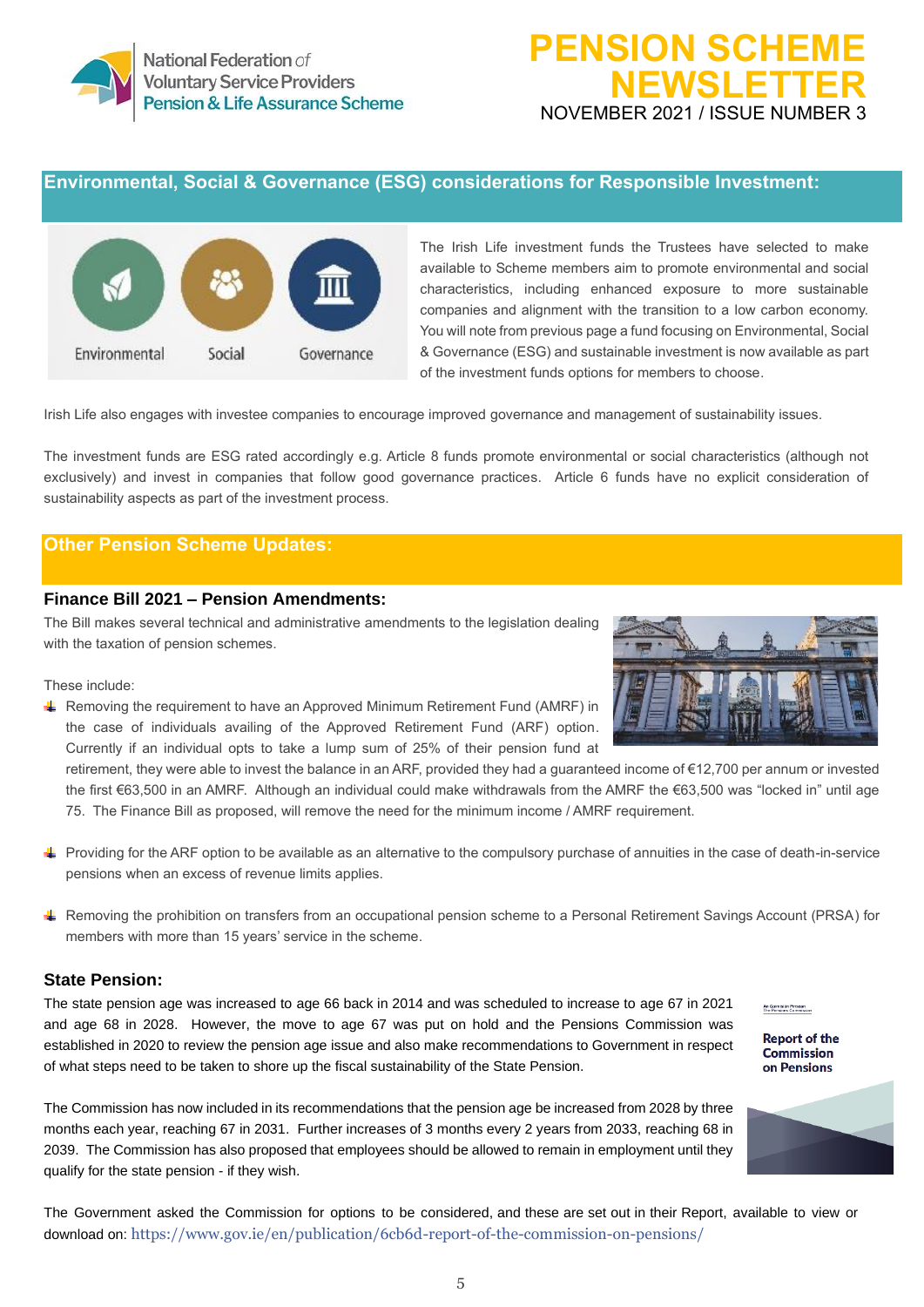National Federation of Voluntary Service Providers
Pension & Life Assurance Scheme

# PENSION SCHEME NEWSLETTER

NOVEMBER 2021 / ISSUE NUMBER 3

## Environmental, Social & Governance (ESG) considerations for Responsible Investment:

Environmental   Social   Governance

The Irish Life investment funds the Trustees have selected to make available to Scheme members aim to promote environmental and social characteristics, including enhanced exposure to more sustainable companies and alignment with the transition to a low carbon economy. You will note from previous page a fund focusing on Environmental, Social & Governance (ESG) and sustainable investment is now available as part of the investment funds options for members to choose.

Irish Life also engages with investee companies to encourage improved governance and management of sustainability issues.

The investment funds are ESG rated accordingly e.g. Article 8 funds promote environmental or social characteristics (although not exclusively) and invest in companies that follow good governance practices. Article 6 funds have no explicit consideration of sustainability aspects as part of the investment process.

## Other Pension Scheme Updates:

### Finance Bill 2021 – Pension Amendments:

The Bill makes several technical and administrative amendments to the legislation dealing with the taxation of pension schemes.

These include:

- Removing the requirement to have an Approved Minimum Retirement Fund (AMRF) in the case of individuals availing of the Approved Retirement Fund (ARF) option. Currently if an individual opts to take a lump sum of 25% of their pension fund at retirement, they were able to invest the balance in an ARF, provided they had a guaranteed income of €12,700 per annum or invested the first €63,500 in an AMRF. Although an individual could make withdrawals from the AMRF the €63,500 was "locked in" until age 75. The Finance Bill as proposed, will remove the need for the minimum income / AMRF requirement.

- Providing for the ARF option to be available as an alternative to the compulsory purchase of annuities in the case of death-in-service pensions when an excess of revenue limits applies.

- Removing the prohibition on transfers from an occupational pension scheme to a Personal Retirement Savings Account (PRSA) for members with more than 15 years' service in the scheme.

### State Pension:

The state pension age was increased to age 66 back in 2014 and was scheduled to increase to age 67 in 2021 and age 68 in 2028. However, the move to age 67 was put on hold and the Pensions Commission was established in 2020 to review the pension age issue and also make recommendations to Government in respect of what steps need to be taken to shore up the fiscal sustainability of the State Pension.

Report of the Commission on Pensions

The Commission has now included in its recommendations that the pension age be increased from 2028 by three months each year, reaching 67 in 2031. Further increases of 3 months every 2 years from 2033, reaching 68 in 2039. The Commission has also proposed that employees should be allowed to remain in employment until they qualify for the state pension - if they wish.

The Government asked the Commission for options to be considered, and these are set out in their Report, available to view or download on: https://www.gov.ie/en/publication/6cb6d-report-of-the-commission-on-pensions/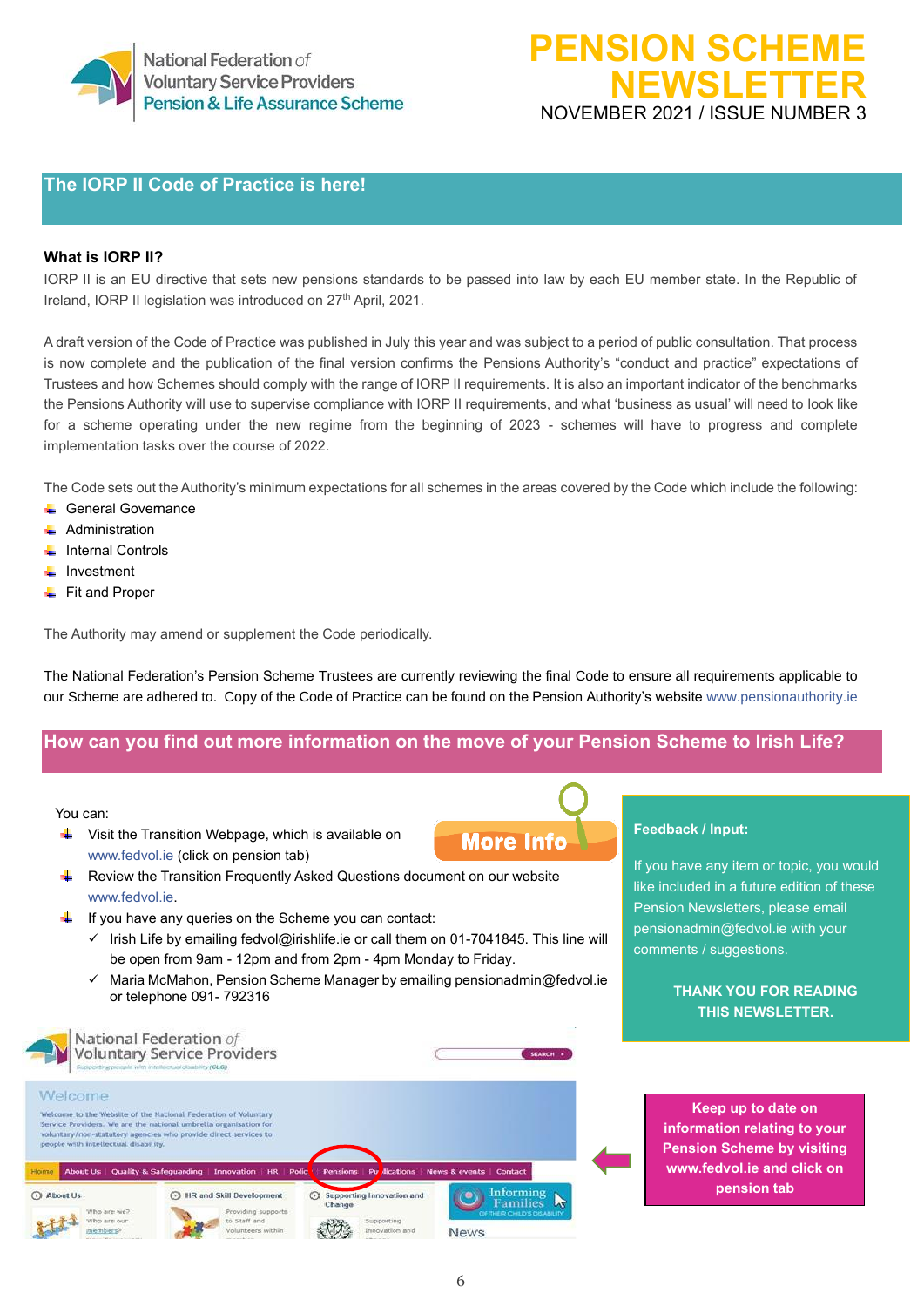National Federation of Voluntary Service Providers
Pension & Life Assurance Scheme

# PENSION SCHEME NEWSLETTER

NOVEMBER 2021 / ISSUE NUMBER 3

## The IORP II Code of Practice is here!

### What is IORP II?

IORP II is an EU directive that sets new pensions standards to be passed into law by each EU member state. In the Republic of Ireland, IORP II legislation was introduced on 27th April, 2021.

A draft version of the Code of Practice was published in July this year and was subject to a period of public consultation. That process is now complete and the publication of the final version confirms the Pensions Authority's "conduct and practice" expectations of Trustees and how Schemes should comply with the range of IORP II requirements. It is also an important indicator of the benchmarks the Pensions Authority will use to supervise compliance with IORP II requirements, and what 'business as usual' will need to look like for a scheme operating under the new regime from the beginning of 2023 - schemes will have to progress and complete implementation tasks over the course of 2022.

The Code sets out the Authority's minimum expectations for all schemes in the areas covered by the Code which include the following:

- General Governance
- Administration
- Internal Controls
- Investment
- Fit and Proper

The Authority may amend or supplement the Code periodically.

The National Federation's Pension Scheme Trustees are currently reviewing the final Code to ensure all requirements applicable to our Scheme are adhered to. Copy of the Code of Practice can be found on the Pension Authority's website www.pensionauthority.ie

## How can you find out more information on the move of your Pension Scheme to Irish Life?

You can:

- Visit the Transition Webpage, which is available on www.fedvol.ie (click on pension tab)
- Review the Transition Frequently Asked Questions document on our website www.fedvol.ie.
- If you have any queries on the Scheme you can contact:
  - ✓ Irish Life by emailing fedvol@irishlife.ie or call them on 01-7041845. This line will be open from 9am - 12pm and from 2pm - 4pm Monday to Friday.
  - ✓ Maria McMahon, Pension Scheme Manager by emailing pensionadmin@fedvol.ie or telephone 091- 792316

More Info

**Feedback / Input:**

If you have any item or topic, you would like included in a future edition of these Pension Newsletters, please email pensionadmin@fedvol.ie with your comments / suggestions.

**THANK YOU FOR READING THIS NEWSLETTER.**

**Keep up to date on information relating to your Pension Scheme by visiting www.fedvol.ie and click on pension tab**